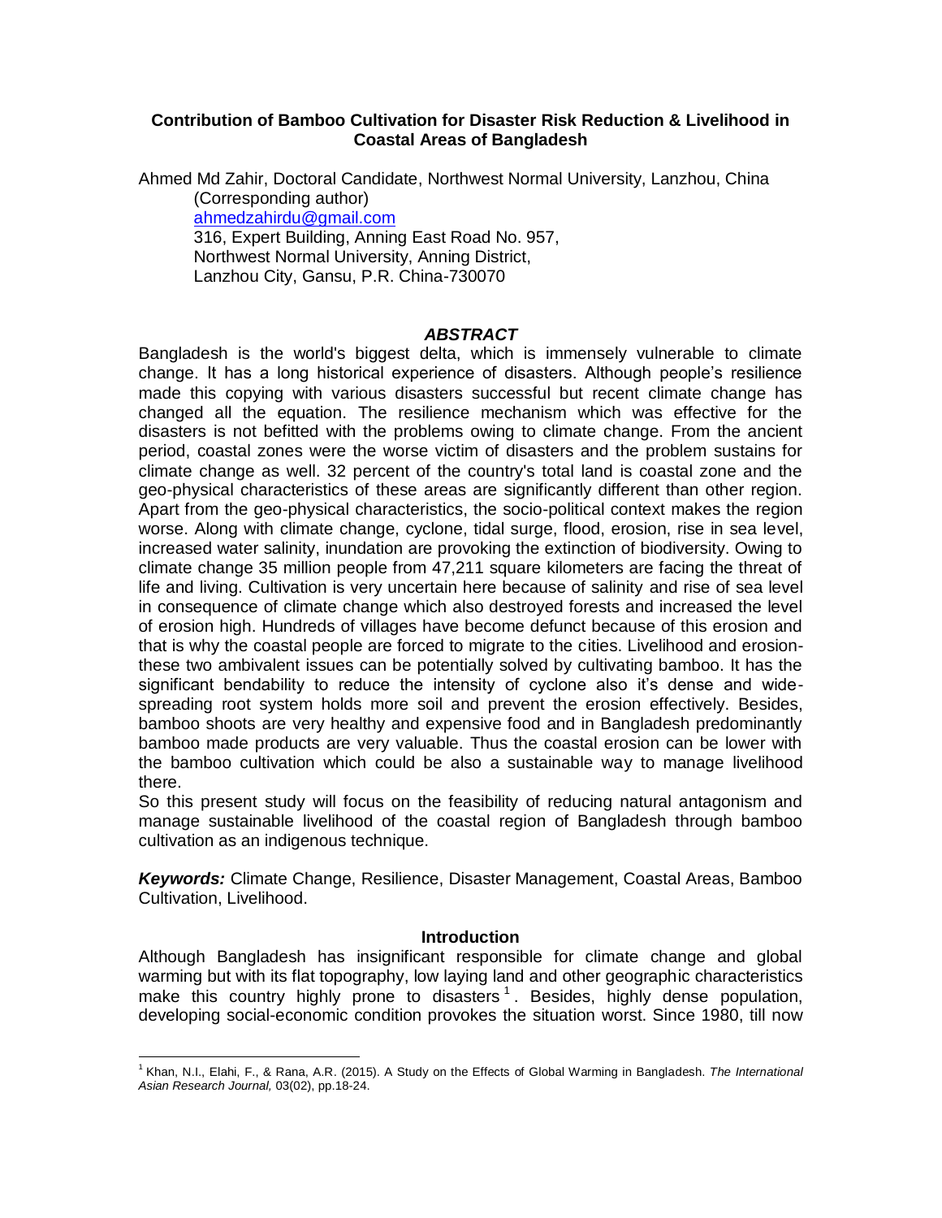# Contribution of Bamboo Cultivation for Disaster Risk Reduction & Livelihood in Coastal Areas of Bangladesh

Ahmed Md Zahir, Doctoral Candidate, Northwest Normal University, Lanzhou, China (Corresponding author)
ahmedzahirdu@gmail.com
316, Expert Building, Anning East Road No. 957,
Northwest Normal University, Anning District,
Lanzhou City, Gansu, P.R. China-730070

## *ABSTRACT*

Bangladesh is the world's biggest delta, which is immensely vulnerable to climate change. It has a long historical experience of disasters. Although people's resilience made this copying with various disasters successful but recent climate change has changed all the equation. The resilience mechanism which was effective for the disasters is not befitted with the problems owing to climate change. From the ancient period, coastal zones were the worse victim of disasters and the problem sustains for climate change as well. 32 percent of the country's total land is coastal zone and the geo-physical characteristics of these areas are significantly different than other region. Apart from the geo-physical characteristics, the socio-political context makes the region worse. Along with climate change, cyclone, tidal surge, flood, erosion, rise in sea level, increased water salinity, inundation are provoking the extinction of biodiversity. Owing to climate change 35 million people from 47,211 square kilometers are facing the threat of life and living. Cultivation is very uncertain here because of salinity and rise of sea level in consequence of climate change which also destroyed forests and increased the level of erosion high. Hundreds of villages have become defunct because of this erosion and that is why the coastal people are forced to migrate to the cities. Livelihood and erosion- these two ambivalent issues can be potentially solved by cultivating bamboo. It has the significant bendability to reduce the intensity of cyclone also it's dense and wide-spreading root system holds more soil and prevent the erosion effectively. Besides, bamboo shoots are very healthy and expensive food and in Bangladesh predominantly bamboo made products are very valuable. Thus the coastal erosion can be lower with the bamboo cultivation which could be also a sustainable way to manage livelihood there.

So this present study will focus on the feasibility of reducing natural antagonism and manage sustainable livelihood of the coastal region of Bangladesh through bamboo cultivation as an indigenous technique.

***Keywords:*** Climate Change, Resilience, Disaster Management, Coastal Areas, Bamboo Cultivation, Livelihood.

## Introduction

Although Bangladesh has insignificant responsible for climate change and global warming but with its flat topography, low laying land and other geographic characteristics make this country highly prone to disasters [1]. Besides, highly dense population, developing social-economic condition provokes the situation worst. Since 1980, till now

[1] Khan, N.I., Elahi, F., & Rana, A.R. (2015). A Study on the Effects of Global Warming in Bangladesh. *The International Asian Research Journal,* 03(02), pp.18-24.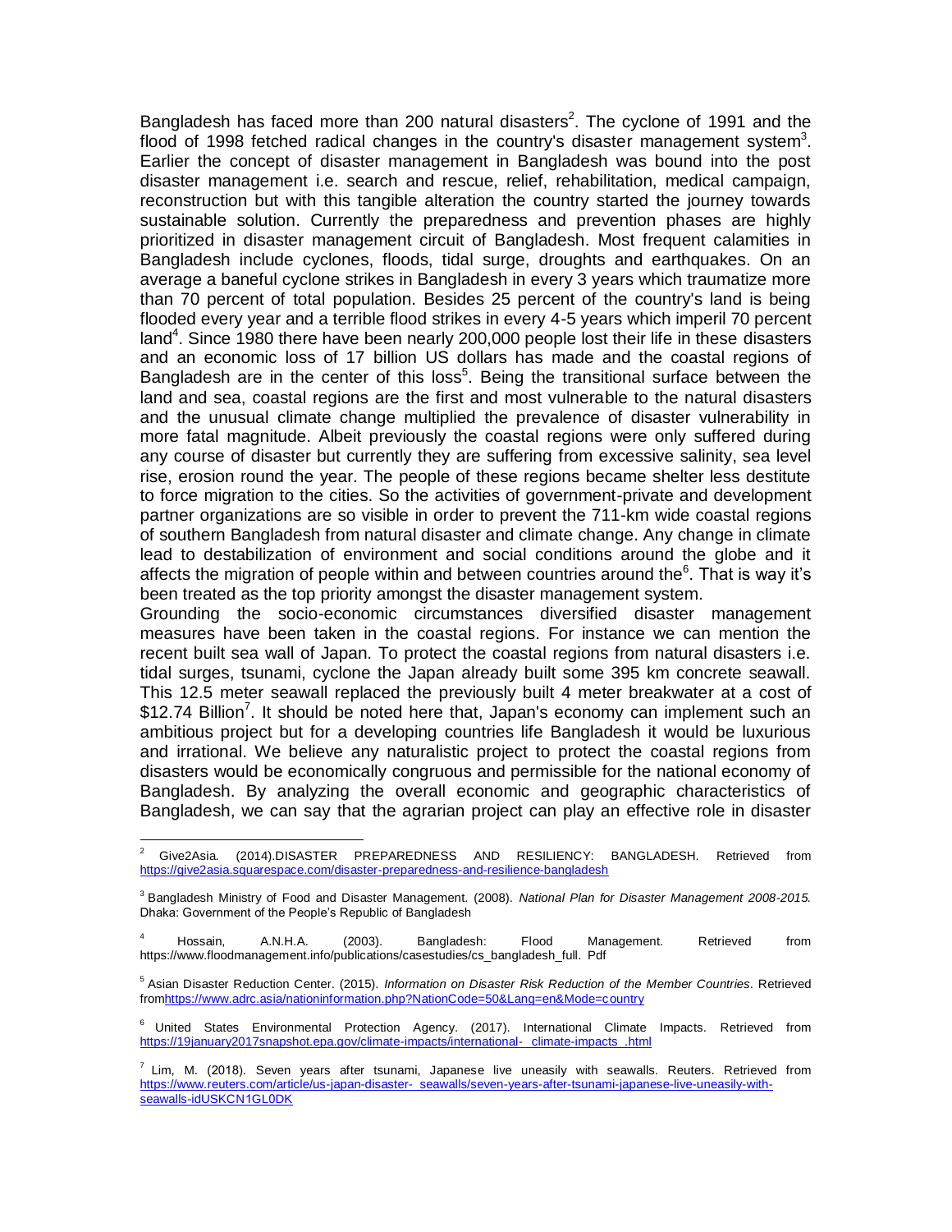Bangladesh has faced more than 200 natural disasters[2]. The cyclone of 1991 and the flood of 1998 fetched radical changes in the country's disaster management system[3]. Earlier the concept of disaster management in Bangladesh was bound into the post disaster management i.e. search and rescue, relief, rehabilitation, medical campaign, reconstruction but with this tangible alteration the country started the journey towards sustainable solution. Currently the preparedness and prevention phases are highly prioritized in disaster management circuit of Bangladesh. Most frequent calamities in Bangladesh include cyclones, floods, tidal surge, droughts and earthquakes. On an average a baneful cyclone strikes in Bangladesh in every 3 years which traumatize more than 70 percent of total population. Besides 25 percent of the country's land is being flooded every year and a terrible flood strikes in every 4-5 years which imperil 70 percent land[4]. Since 1980 there have been nearly 200,000 people lost their life in these disasters and an economic loss of 17 billion US dollars has made and the coastal regions of Bangladesh are in the center of this loss[5]. Being the transitional surface between the land and sea, coastal regions are the first and most vulnerable to the natural disasters and the unusual climate change multiplied the prevalence of disaster vulnerability in more fatal magnitude. Albeit previously the coastal regions were only suffered during any course of disaster but currently they are suffering from excessive salinity, sea level rise, erosion round the year. The people of these regions became shelter less destitute to force migration to the cities. So the activities of government-private and development partner organizations are so visible in order to prevent the 711-km wide coastal regions of southern Bangladesh from natural disaster and climate change. Any change in climate lead to destabilization of environment and social conditions around the globe and it affects the migration of people within and between countries around the[6]. That is way it's been treated as the top priority amongst the disaster management system.

Grounding the socio-economic circumstances diversified disaster management measures have been taken in the coastal regions. For instance we can mention the recent built sea wall of Japan. To protect the coastal regions from natural disasters i.e. tidal surges, tsunami, cyclone the Japan already built some 395 km concrete seawall. This 12.5 meter seawall replaced the previously built 4 meter breakwater at a cost of $12.74 Billion[7]. It should be noted here that, Japan's economy can implement such an ambitious project but for a developing countries life Bangladesh it would be luxurious and irrational. We believe any naturalistic project to protect the coastal regions from disasters would be economically congruous and permissible for the national economy of Bangladesh. By analyzing the overall economic and geographic characteristics of Bangladesh, we can say that the agrarian project can play an effective role in disaster

---

[2] Give2Asia. (2014).DISASTER PREPAREDNESS AND RESILIENCY: BANGLADESH. Retrieved from https://give2asia.squarespace.com/disaster-preparedness-and-resilience-bangladesh

[3] Bangladesh Ministry of Food and Disaster Management. (2008). *National Plan for Disaster Management 2008-2015.* Dhaka: Government of the People's Republic of Bangladesh

[4] Hossain, A.N.H.A. (2003). Bangladesh: Flood Management. Retrieved from https://www.floodmanagement.info/publications/casestudies/cs_bangladesh_full. Pdf

[5] Asian Disaster Reduction Center. (2015). *Information on Disaster Risk Reduction of the Member Countries*. Retrieved fromhttps://www.adrc.asia/nationinformation.php?NationCode=50&Lang=en&Mode=country

[6] United States Environmental Protection Agency. (2017). International Climate Impacts. Retrieved from https://19january2017snapshot.epa.gov/climate-impacts/international-_climate-impacts_.html

[7] Lim, M. (2018). Seven years after tsunami, Japanese live uneasily with seawalls. Reuters. Retrieved from https://www.reuters.com/article/us-japan-disaster-_seawalls/seven-years-after-tsunami-japanese-live-uneasily-with-seawalls-idUSKCN1GL0DK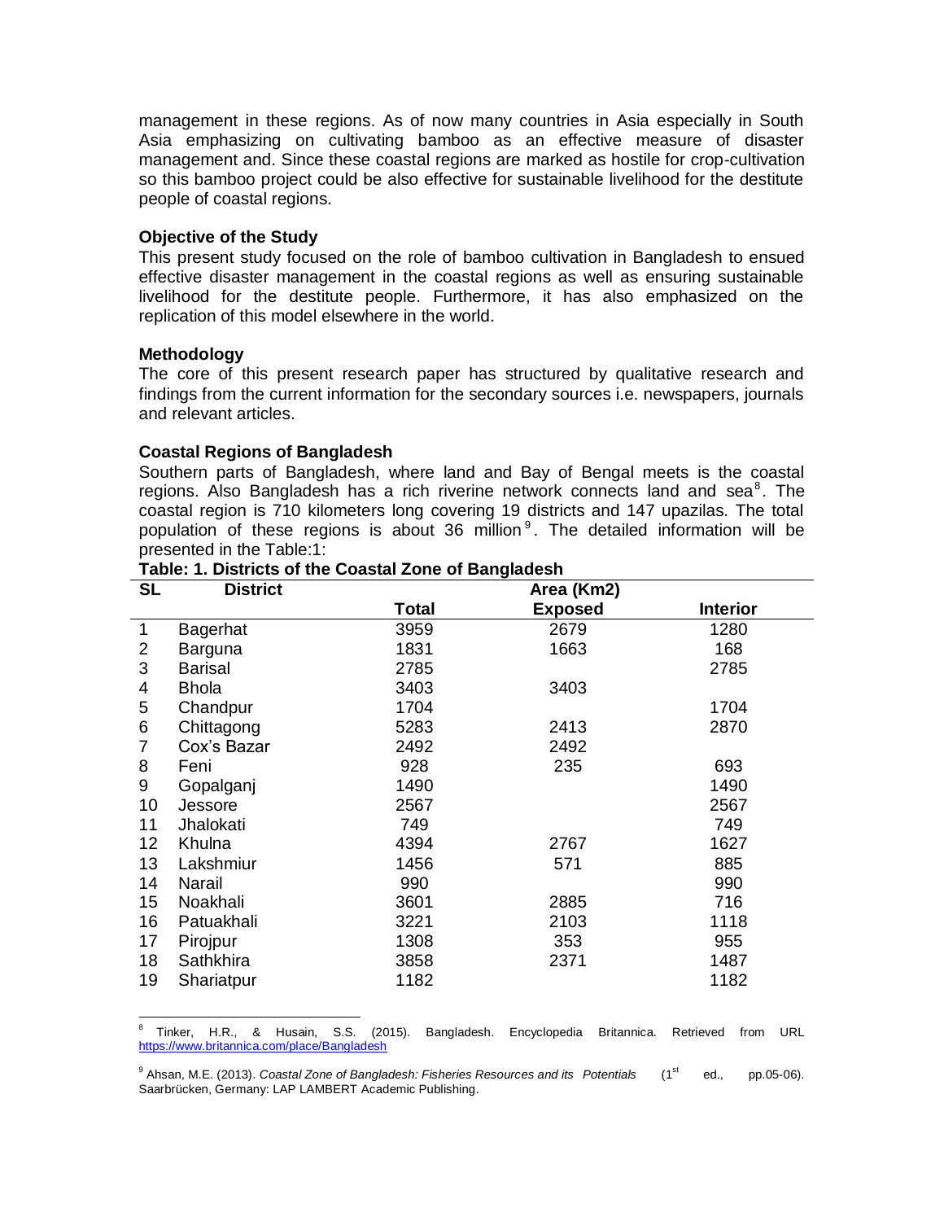management in these regions. As of now many countries in Asia especially in South Asia emphasizing on cultivating bamboo as an effective measure of disaster management and. Since these coastal regions are marked as hostile for crop-cultivation so this bamboo project could be also effective for sustainable livelihood for the destitute people of coastal regions.

### Objective of the Study

This present study focused on the role of bamboo cultivation in Bangladesh to ensued effective disaster management in the coastal regions as well as ensuring sustainable livelihood for the destitute people. Furthermore, it has also emphasized on the replication of this model elsewhere in the world.

### Methodology

The core of this present research paper has structured by qualitative research and findings from the current information for the secondary sources i.e. newspapers, journals and relevant articles.

### Coastal Regions of Bangladesh

Southern parts of Bangladesh, where land and Bay of Bengal meets is the coastal regions. Also Bangladesh has a rich riverine network connects land and sea[8]. The coastal region is 710 kilometers long covering 19 districts and 147 upazilas. The total population of these regions is about 36 million[9]. The detailed information will be presented in the Table:1:

**Table: 1. Districts of the Coastal Zone of Bangladesh**

| SL | District | Area (Km2) | | |
|---|---|---|---|---|
| | | Total | Exposed | Interior |
| 1 | Bagerhat | 3959 | 2679 | 1280 |
| 2 | Barguna | 1831 | 1663 | 168 |
| 3 | Barisal | 2785 | | 2785 |
| 4 | Bhola | 3403 | 3403 | |
| 5 | Chandpur | 1704 | | 1704 |
| 6 | Chittagong | 5283 | 2413 | 2870 |
| 7 | Cox's Bazar | 2492 | 2492 | |
| 8 | Feni | 928 | 235 | 693 |
| 9 | Gopalganj | 1490 | | 1490 |
| 10 | Jessore | 2567 | | 2567 |
| 11 | Jhalokati | 749 | | 749 |
| 12 | Khulna | 4394 | 2767 | 1627 |
| 13 | Lakshmiur | 1456 | 571 | 885 |
| 14 | Narail | 990 | | 990 |
| 15 | Noakhali | 3601 | 2885 | 716 |
| 16 | Patuakhali | 3221 | 2103 | 1118 |
| 17 | Pirojpur | 1308 | 353 | 955 |
| 18 | Sathkhira | 3858 | 2371 | 1487 |
| 19 | Shariatpur | 1182 | | 1182 |

[8] Tinker, H.R., & Husain, S.S. (2015). Bangladesh. Encyclopedia Britannica. Retrieved from URL https://www.britannica.com/place/Bangladesh

[9] Ahsan, M.E. (2013). *Coastal Zone of Bangladesh: Fisheries Resources and its Potentials* (1st ed., pp.05-06). Saarbrücken, Germany: LAP LAMBERT Academic Publishing.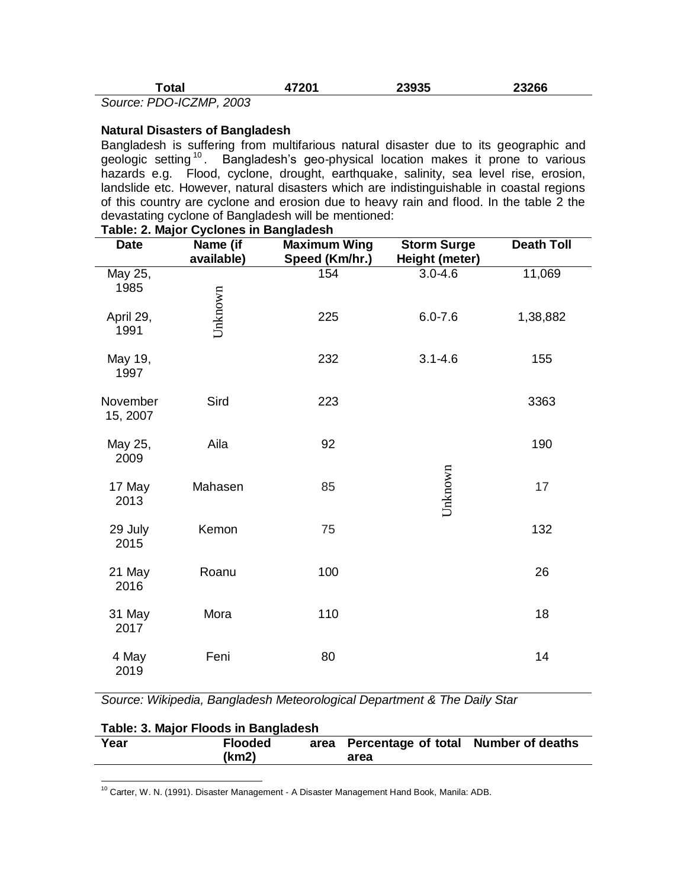| Total | 47201 | 23935 | 23266 |
|---|---|---|---|

*Source: PDO-ICZMP, 2003*

**Natural Disasters of Bangladesh**

Bangladesh is suffering from multifarious natural disaster due to its geographic and geologic setting[10]. Bangladesh's geo-physical location makes it prone to various hazards e.g. Flood, cyclone, drought, earthquake, salinity, sea level rise, erosion, landslide etc. However, natural disasters which are indistinguishable in coastal regions of this country are cyclone and erosion due to heavy rain and flood. In the table 2 the devastating cyclone of Bangladesh will be mentioned:

**Table: 2. Major Cyclones in Bangladesh**

| Date | Name (if available) | Maximum Wing Speed (Km/hr.) | Storm Surge Height (meter) | Death Toll |
|---|---|---|---|---|
| May 25, 1985 | Unknown | 154 | 3.0-4.6 | 11,069 |
| April 29, 1991 | Unknown | 225 | 6.0-7.6 | 1,38,882 |
| May 19, 1997 | Unknown | 232 | 3.1-4.6 | 155 |
| November 15, 2007 | Sird | 223 | Unknown | 3363 |
| May 25, 2009 | Aila | 92 | Unknown | 190 |
| 17 May 2013 | Mahasen | 85 | Unknown | 17 |
| 29 July 2015 | Kemon | 75 | Unknown | 132 |
| 21 May 2016 | Roanu | 100 | Unknown | 26 |
| 31 May 2017 | Mora | 110 | Unknown | 18 |
| 4 May 2019 | Feni | 80 | Unknown | 14 |

*Source: Wikipedia, Bangladesh Meteorological Department & The Daily Star*

**Table: 3. Major Floods in Bangladesh**

| Year | Flooded area (km2) | Percentage of total area | Number of deaths |
|---|---|---|---|

[10] Carter, W. N. (1991). Disaster Management - A Disaster Management Hand Book, Manila: ADB.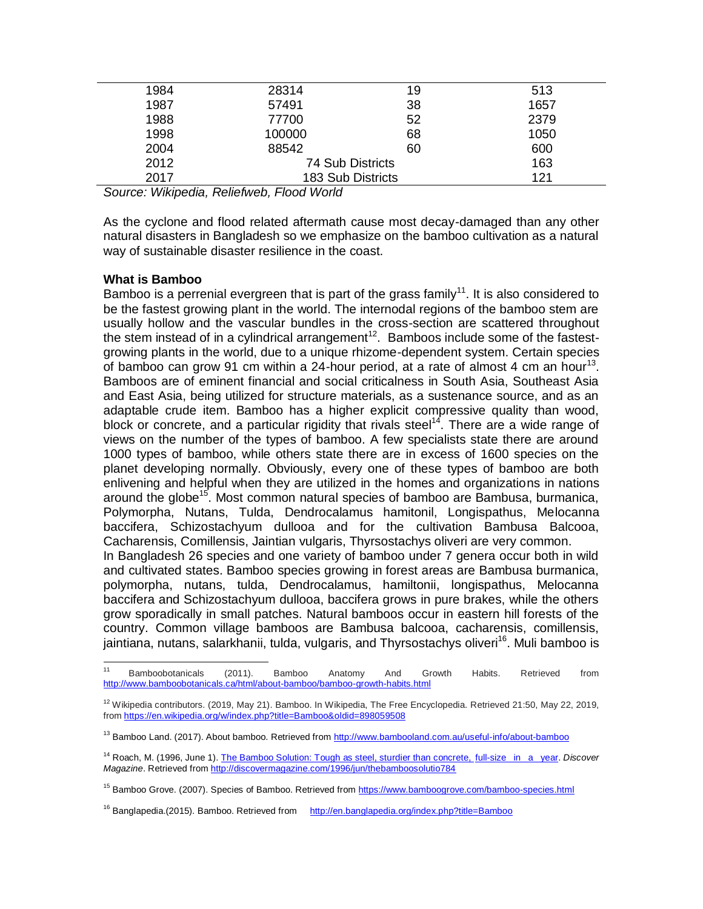| | | | |
|---|---|---|---|
| 1984 | 28314 | 19 | 513 |
| 1987 | 57491 | 38 | 1657 |
| 1988 | 77700 | 52 | 2379 |
| 1998 | 100000 | 68 | 1050 |
| 2004 | 88542 | 60 | 600 |
| 2012 | 74 Sub Districts | | 163 |
| 2017 | 183 Sub Districts | | 121 |

*Source: Wikipedia, Reliefweb, Flood World*

As the cyclone and flood related aftermath cause most decay-damaged than any other natural disasters in Bangladesh so we emphasize on the bamboo cultivation as a natural way of sustainable disaster resilience in the coast.

**What is Bamboo**

Bamboo is a perrenial evergreen that is part of the grass family[11]. It is also considered to be the fastest growing plant in the world. The internodal regions of the bamboo stem are usually hollow and the vascular bundles in the cross-section are scattered throughout the stem instead of in a cylindrical arrangement[12]. Bamboos include some of the fastest-growing plants in the world, due to a unique rhizome-dependent system. Certain species of bamboo can grow 91 cm within a 24-hour period, at a rate of almost 4 cm an hour[13]. Bamboos are of eminent financial and social criticalness in South Asia, Southeast Asia and East Asia, being utilized for structure materials, as a sustenance source, and as an adaptable crude item. Bamboo has a higher explicit compressive quality than wood, block or concrete, and a particular rigidity that rivals steel[14]. There are a wide range of views on the number of the types of bamboo. A few specialists state there are around 1000 types of bamboo, while others state there are in excess of 1600 species on the planet developing normally. Obviously, every one of these types of bamboo are both enlivening and helpful when they are utilized in the homes and organizations in nations around the globe[15]. Most common natural species of bamboo are Bambusa, burmanica, Polymorpha, Nutans, Tulda, Dendrocalamus hamitonil, Longispathus, Melocanna baccifera, Schizostachyum dullooa and for the cultivation Bambusa Balcooa, Cacharensis, Comillensis, Jaintian vulgaris, Thyrsostachys oliveri are very common.

In Bangladesh 26 species and one variety of bamboo under 7 genera occur both in wild and cultivated states. Bamboo species growing in forest areas are Bambusa burmanica, polymorpha, nutans, tulda, Dendrocalamus, hamiltonii, longispathus, Melocanna baccifera and Schizostachyum dullooa, baccifera grows in pure brakes, while the others grow sporadically in small patches. Natural bamboos occur in eastern hill forests of the country. Common village bamboos are Bambusa balcooa, cacharensis, comillensis, jaintiana, nutans, salarkhanii, tulda, vulgaris, and Thyrsostachys oliveri[16]. Muli bamboo is

---

[11] Bamboobotanicals (2011). Bamboo Anatomy And Growth Habits. Retrieved from http://www.bamboobotanicals.ca/html/about-bamboo/bamboo-growth-habits.html

[12] Wikipedia contributors. (2019, May 21). Bamboo. In Wikipedia, The Free Encyclopedia. Retrieved 21:50, May 22, 2019, from https://en.wikipedia.org/w/index.php?title=Bamboo&oldid=898059508

[13] Bamboo Land. (2017). About bamboo. Retrieved from http://www.bambooland.com.au/useful-info/about-bamboo

[14] Roach, M. (1996, June 1). The Bamboo Solution: Tough as steel, sturdier than concrete, full-size in a year. *Discover Magazine*. Retrieved from http://discovermagazine.com/1996/jun/thebamboosolutio784

[15] Bamboo Grove. (2007). Species of Bamboo. Retrieved from https://www.bamboogrove.com/bamboo-species.html

[16] Banglapedia.(2015). Bamboo. Retrieved from http://en.banglapedia.org/index.php?title=Bamboo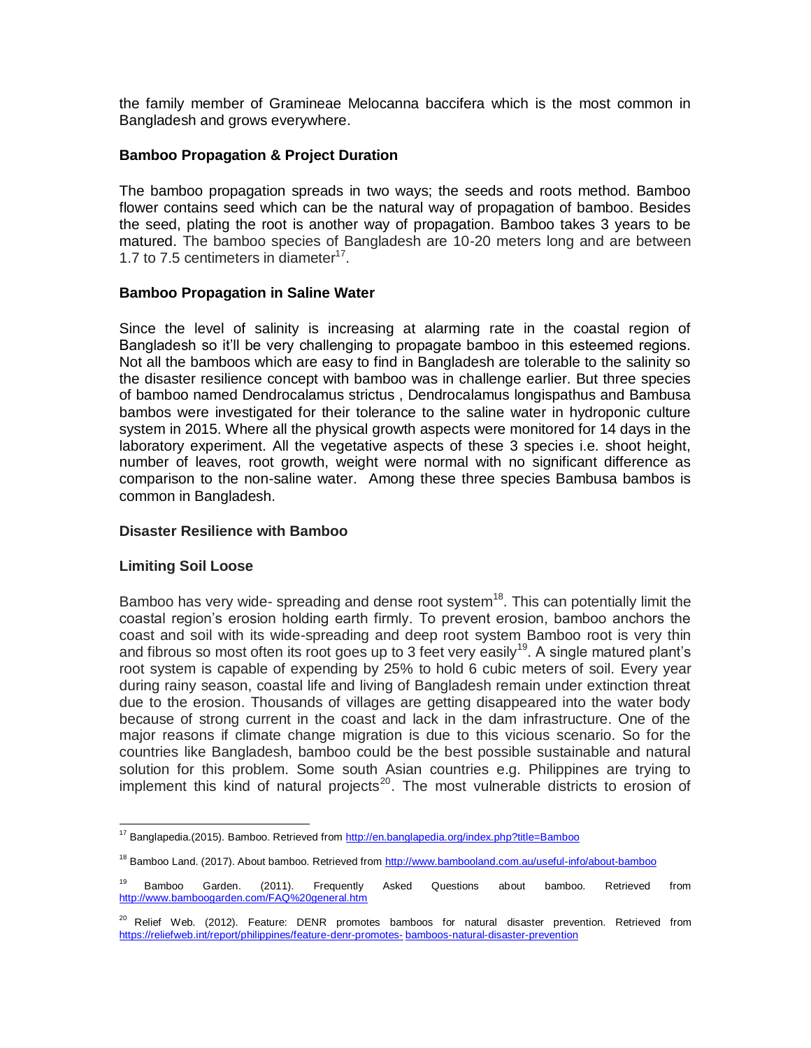the family member of Gramineae Melocanna baccifera which is the most common in Bangladesh and grows everywhere.

## Bamboo Propagation & Project Duration

The bamboo propagation spreads in two ways; the seeds and roots method. Bamboo flower contains seed which can be the natural way of propagation of bamboo. Besides the seed, plating the root is another way of propagation. Bamboo takes 3 years to be matured. The bamboo species of Bangladesh are 10-20 meters long and are between 1.7 to 7.5 centimeters in diameter[17].

## Bamboo Propagation in Saline Water

Since the level of salinity is increasing at alarming rate in the coastal region of Bangladesh so it'll be very challenging to propagate bamboo in this esteemed regions. Not all the bamboos which are easy to find in Bangladesh are tolerable to the salinity so the disaster resilience concept with bamboo was in challenge earlier. But three species of bamboo named Dendrocalamus strictus , Dendrocalamus longispathus and Bambusa bambos were investigated for their tolerance to the saline water in hydroponic culture system in 2015. Where all the physical growth aspects were monitored for 14 days in the laboratory experiment. All the vegetative aspects of these 3 species i.e. shoot height, number of leaves, root growth, weight were normal with no significant difference as comparison to the non-saline water. Among these three species Bambusa bambos is common in Bangladesh.

## Disaster Resilience with Bamboo

### Limiting Soil Loose

Bamboo has very wide- spreading and dense root system[18]. This can potentially limit the coastal region's erosion holding earth firmly. To prevent erosion, bamboo anchors the coast and soil with its wide-spreading and deep root system Bamboo root is very thin and fibrous so most often its root goes up to 3 feet very easily[19]. A single matured plant's root system is capable of expending by 25% to hold 6 cubic meters of soil. Every year during rainy season, coastal life and living of Bangladesh remain under extinction threat due to the erosion. Thousands of villages are getting disappeared into the water body because of strong current in the coast and lack in the dam infrastructure. One of the major reasons if climate change migration is due to this vicious scenario. So for the countries like Bangladesh, bamboo could be the best possible sustainable and natural solution for this problem. Some south Asian countries e.g. Philippines are trying to implement this kind of natural projects[20]. The most vulnerable districts to erosion of

---

[17] Banglapedia.(2015). Bamboo. Retrieved from http://en.banglapedia.org/index.php?title=Bamboo

[18] Bamboo Land. (2017). About bamboo. Retrieved from http://www.bambooland.com.au/useful-info/about-bamboo

[19] Bamboo Garden. (2011). Frequently Asked Questions about bamboo. Retrieved from http://www.bamboogarden.com/FAQ%20general.htm

[20] Relief Web. (2012). Feature: DENR promotes bamboos for natural disaster prevention. Retrieved from https://reliefweb.int/report/philippines/feature-denr-promotes- bamboos-natural-disaster-prevention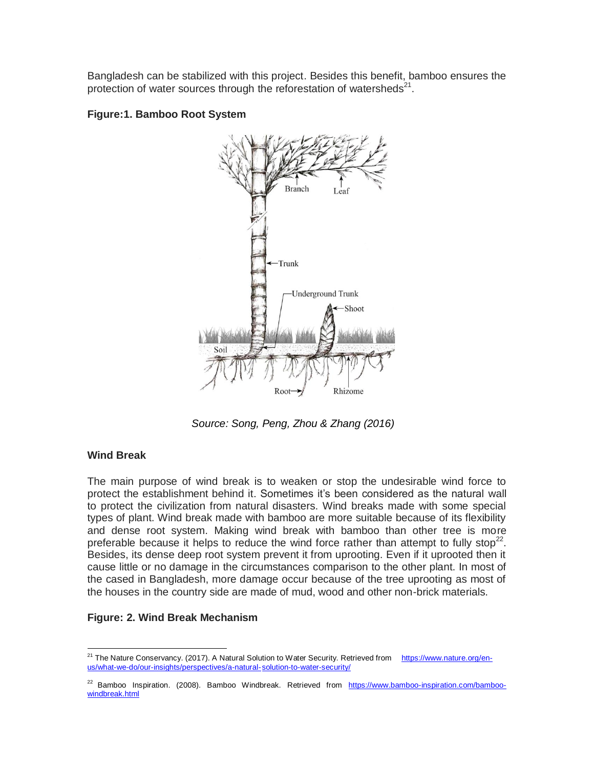Bangladesh can be stabilized with this project. Besides this benefit, bamboo ensures the protection of water sources through the reforestation of watersheds[21].

**Figure:1. Bamboo Root System**

*Source: Song, Peng, Zhou & Zhang (2016)*

**Wind Break**

The main purpose of wind break is to weaken or stop the undesirable wind force to protect the establishment behind it. Sometimes it's been considered as the natural wall to protect the civilization from natural disasters. Wind breaks made with some special types of plant. Wind break made with bamboo are more suitable because of its flexibility and dense root system. Making wind break with bamboo than other tree is more preferable because it helps to reduce the wind force rather than attempt to fully stop[22]. Besides, its dense deep root system prevent it from uprooting. Even if it uprooted then it cause little or no damage in the circumstances comparison to the other plant. In most of the cased in Bangladesh, more damage occur because of the tree uprooting as most of the houses in the country side are made of mud, wood and other non-brick materials.

**Figure: 2. Wind Break Mechanism**

---

[21] The Nature Conservancy. (2017). A Natural Solution to Water Security. Retrieved from https://www.nature.org/en-us/what-we-do/our-insights/perspectives/a-natural-solution-to-water-security/

[22] Bamboo Inspiration. (2008). Bamboo Windbreak. Retrieved from https://www.bamboo-inspiration.com/bamboo-windbreak.html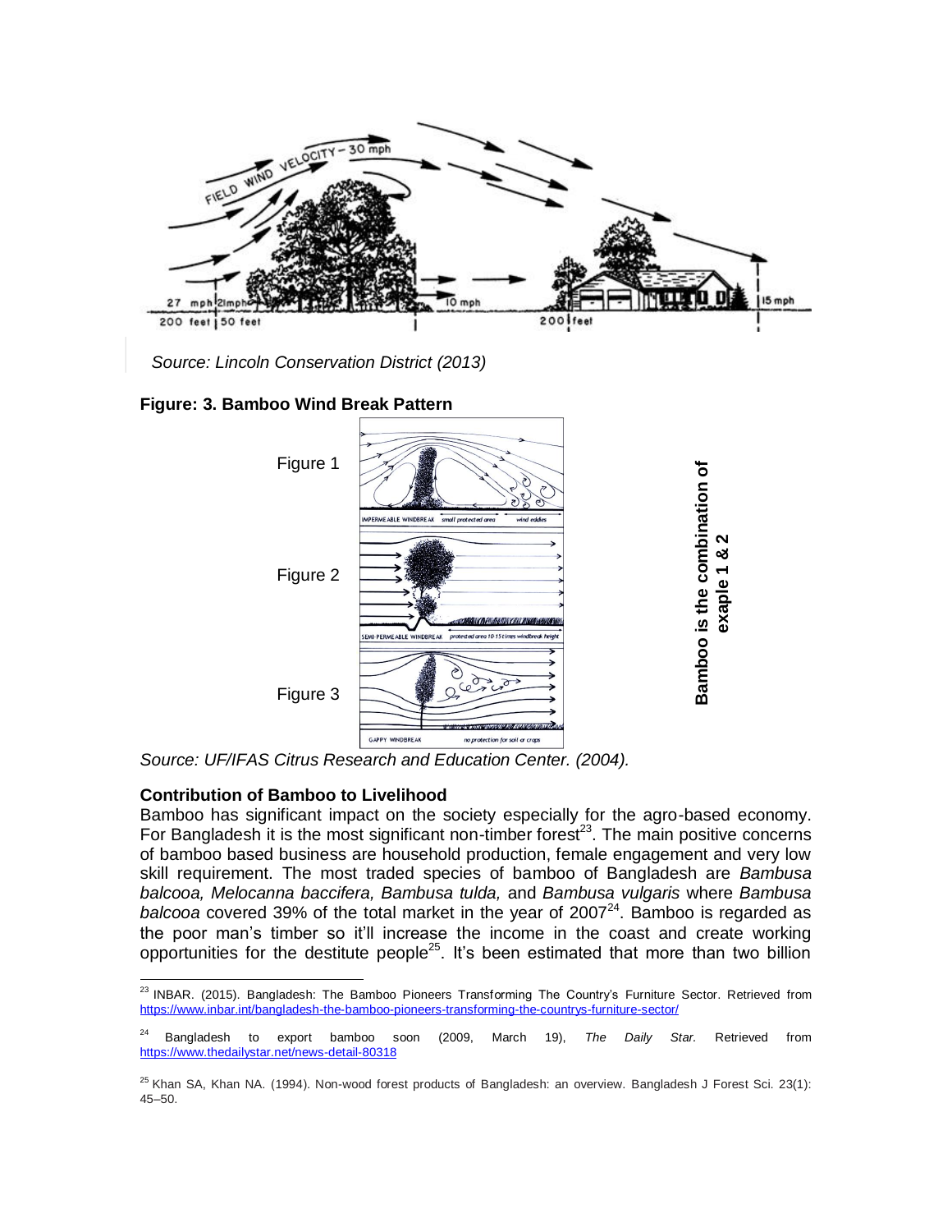Source: Lincoln Conservation District (2013)

**Figure: 3. Bamboo Wind Break Pattern**

Figure 1

Figure 2

Figure 3

**Bamboo is the combination of exaple 1 & 2**

Source: UF/IFAS Citrus Research and Education Center. (2004).

**Contribution of Bamboo to Livelihood**

Bamboo has significant impact on the society especially for the agro-based economy. For Bangladesh it is the most significant non-timber forest[23]. The main positive concerns of bamboo based business are household production, female engagement and very low skill requirement. The most traded species of bamboo of Bangladesh are *Bambusa balcooa, Melocanna baccifera, Bambusa tulda,* and *Bambusa vulgaris* where *Bambusa balcooa* covered 39% of the total market in the year of 2007[24]. Bamboo is regarded as the poor man's timber so it'll increase the income in the coast and create working opportunities for the destitute people[25]. It's been estimated that more than two billion

---

[23] INBAR. (2015). Bangladesh: The Bamboo Pioneers Transforming The Country's Furniture Sector. Retrieved from https://www.inbar.int/bangladesh-the-bamboo-pioneers-transforming-the-countrys-furniture-sector/

[24] Bangladesh to export bamboo soon (2009, March 19), *The Daily Star.* Retrieved from https://www.thedailystar.net/news-detail-80318

[25] Khan SA, Khan NA. (1994). Non-wood forest products of Bangladesh: an overview. Bangladesh J Forest Sci. 23(1): 45–50.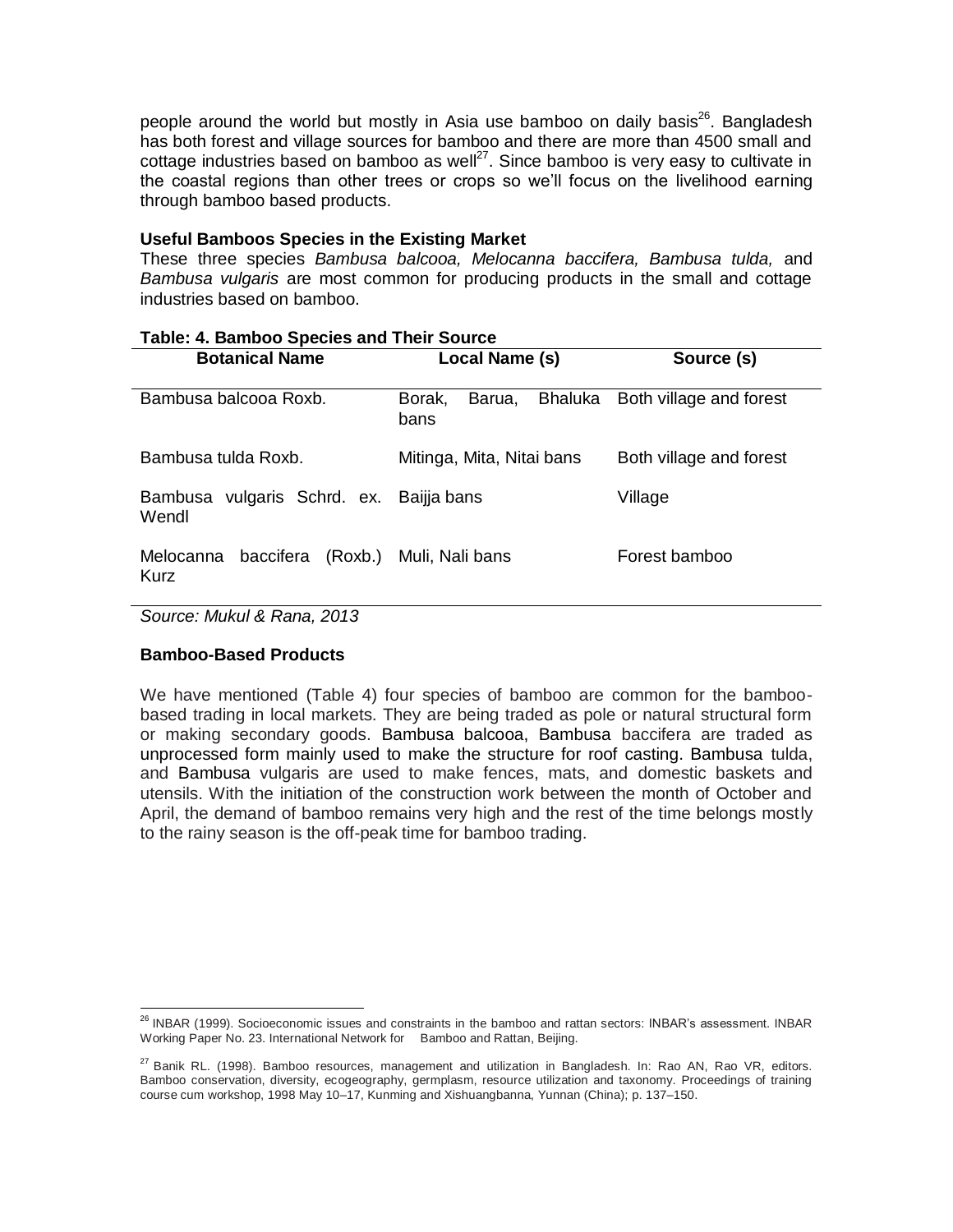people around the world but mostly in Asia use bamboo on daily basis[26]. Bangladesh has both forest and village sources for bamboo and there are more than 4500 small and cottage industries based on bamboo as well[27]. Since bamboo is very easy to cultivate in the coastal regions than other trees or crops so we'll focus on the livelihood earning through bamboo based products.

**Useful Bamboos Species in the Existing Market**

These three species *Bambusa balcooa, Melocanna baccifera, Bambusa tulda,* and *Bambusa vulgaris* are most common for producing products in the small and cottage industries based on bamboo.

**Table: 4. Bamboo Species and Their Source**

| Botanical Name | Local Name (s) | Source (s) |
|---|---|---|
| Bambusa balcooa Roxb. | Borak, Barua, Bhaluka bans | Both village and forest |
| Bambusa tulda Roxb. | Mitinga, Mita, Nitai bans | Both village and forest |
| Bambusa vulgaris Schrd. ex. Wendl | Baijja bans | Village |
| Melocanna baccifera (Roxb.) Kurz | Muli, Nali bans | Forest bamboo |

*Source: Mukul & Rana, 2013*

**Bamboo-Based Products**

We have mentioned (Table 4) four species of bamboo are common for the bamboo-based trading in local markets. They are being traded as pole or natural structural form or making secondary goods. Bambusa balcooa, Bambusa baccifera are traded as unprocessed form mainly used to make the structure for roof casting. Bambusa tulda, and Bambusa vulgaris are used to make fences, mats, and domestic baskets and utensils. With the initiation of the construction work between the month of October and April, the demand of bamboo remains very high and the rest of the time belongs mostly to the rainy season is the off-peak time for bamboo trading.

[26] INBAR (1999). Socioeconomic issues and constraints in the bamboo and rattan sectors: INBAR's assessment. INBAR Working Paper No. 23. International Network for Bamboo and Rattan, Beijing.

[27] Banik RL. (1998). Bamboo resources, management and utilization in Bangladesh. In: Rao AN, Rao VR, editors. Bamboo conservation, diversity, ecogeography, germplasm, resource utilization and taxonomy. Proceedings of training course cum workshop, 1998 May 10–17, Kunming and Xishuangbanna, Yunnan (China); p. 137–150.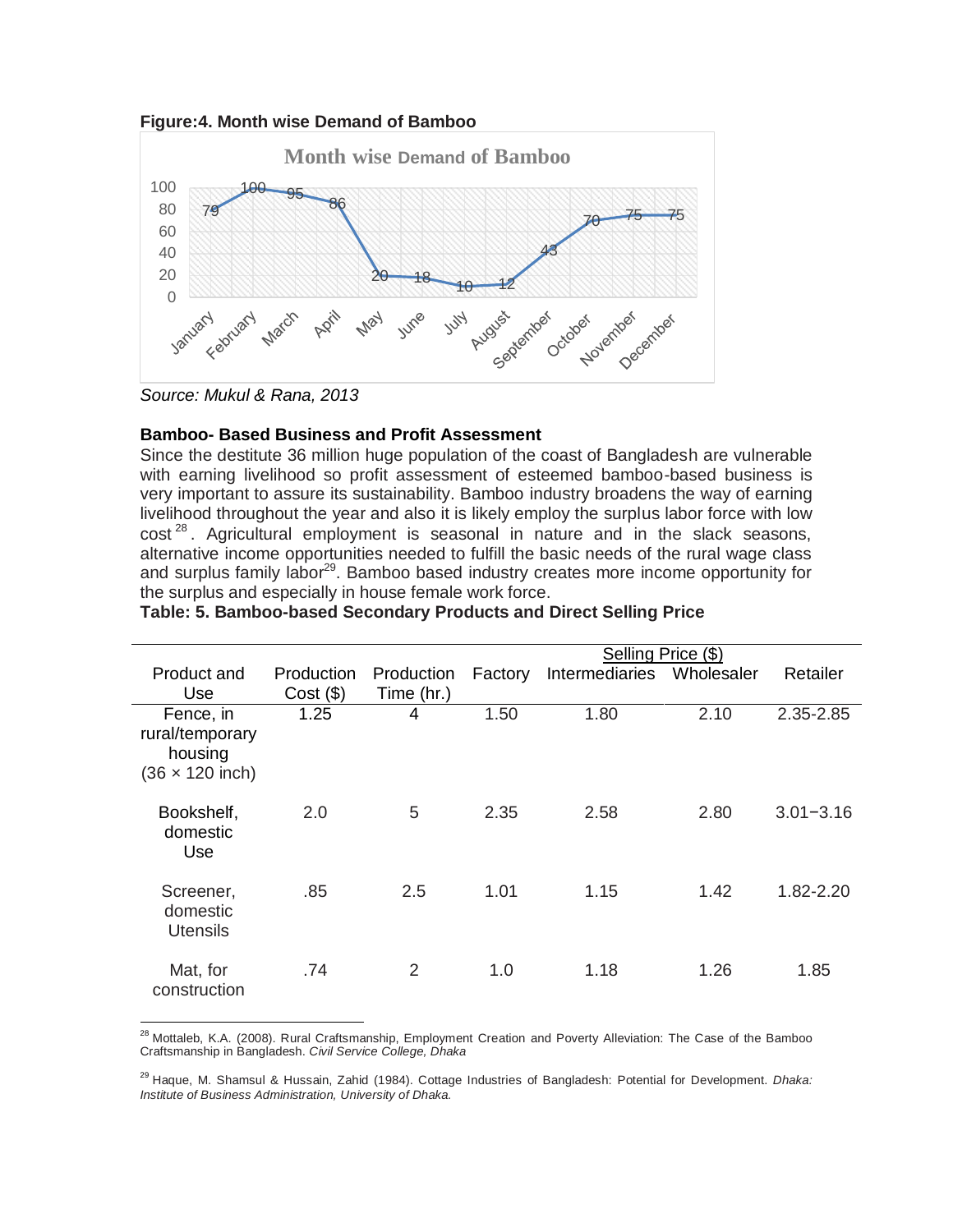**Figure:4. Month wise Demand of Bamboo**

*Source: Mukul & Rana, 2013*

**Bamboo- Based Business and Profit Assessment**

Since the destitute 36 million huge population of the coast of Bangladesh are vulnerable with earning livelihood so profit assessment of esteemed bamboo-based business is very important to assure its sustainability. Bamboo industry broadens the way of earning livelihood throughout the year and also it is likely employ the surplus labor force with low cost[28]. Agricultural employment is seasonal in nature and in the slack seasons, alternative income opportunities needed to fulfill the basic needs of the rural wage class and surplus family labor[29]. Bamboo based industry creates more income opportunity for the surplus and especially in house female work force.

**Table: 5. Bamboo-based Secondary Products and Direct Selling Price**

| Product and Use | Production Cost ($) | Production Time (hr.) | Selling Price ($) | | | |
|---|---|---|---|---|---|---|
| | | | Factory | Intermediaries | Wholesaler | Retailer |
| Fence, in rural/temporary housing (36 × 120 inch) | 1.25 | 4 | 1.50 | 1.80 | 2.10 | 2.35-2.85 |
| Bookshelf, domestic Use | 2.0 | 5 | 2.35 | 2.58 | 2.80 | 3.01−3.16 |
| Screener, domestic Utensils | .85 | 2.5 | 1.01 | 1.15 | 1.42 | 1.82-2.20 |
| Mat, for construction | .74 | 2 | 1.0 | 1.18 | 1.26 | 1.85 |

[28] Mottaleb, K.A. (2008). Rural Craftsmanship, Employment Creation and Poverty Alleviation: The Case of the Bamboo Craftsmanship in Bangladesh. *Civil Service College, Dhaka*

[29] Haque, M. Shamsul & Hussain, Zahid (1984). Cottage Industries of Bangladesh: Potential for Development. *Dhaka: Institute of Business Administration, University of Dhaka.*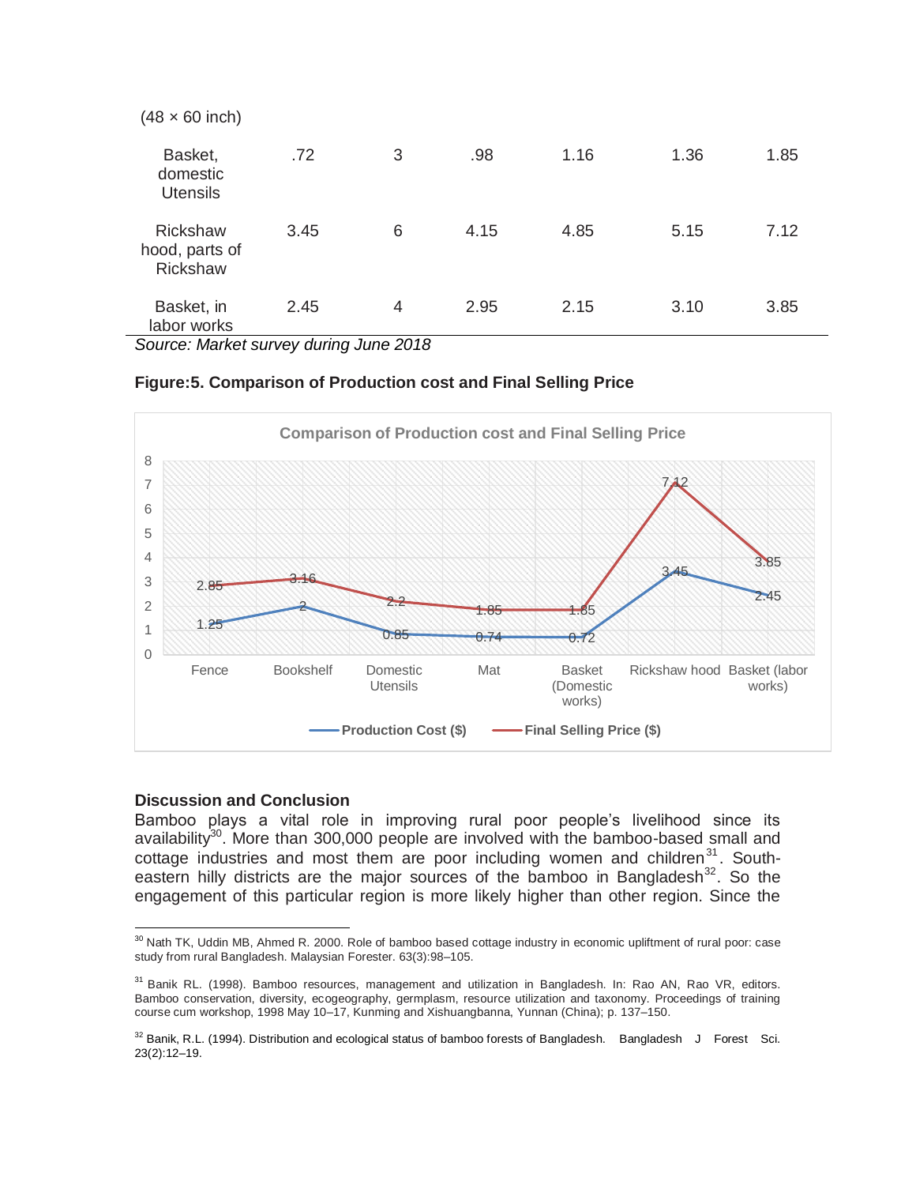| (48 × 60 inch) | | | | | | |
|---|---|---|---|---|---|---|
| Basket, domestic Utensils | .72 | 3 | .98 | 1.16 | 1.36 | 1.85 |
| Rickshaw hood, parts of Rickshaw | 3.45 | 6 | 4.15 | 4.85 | 5.15 | 7.12 |
| Basket, in labor works | 2.45 | 4 | 2.95 | 2.15 | 3.10 | 3.85 |

*Source: Market survey during June 2018*

**Figure:5. Comparison of Production cost and Final Selling Price**

Comparison of Production cost and Final Selling Price

| | Fence | Bookshelf | Domestic Utensils | Mat | Basket (Domestic works) | Rickshaw hood | Basket (labor works) |
|---|---|---|---|---|---|---|---|
| Production Cost ($) | 1.25 | 2 | 0.85 | 0.74 | 0.72 | 3.45 | 2.45 |
| Final Selling Price ($) | 2.85 | 3.16 | 2.2 | 1.85 | 1.85 | 7.12 | 3.85 |

**Discussion and Conclusion**

Bamboo plays a vital role in improving rural poor people's livelihood since its availability[30]. More than 300,000 people are involved with the bamboo-based small and cottage industries and most them are poor including women and children[31]. South-eastern hilly districts are the major sources of the bamboo in Bangladesh[32]. So the engagement of this particular region is more likely higher than other region. Since the

---

[30] Nath TK, Uddin MB, Ahmed R. 2000. Role of bamboo based cottage industry in economic upliftment of rural poor: case study from rural Bangladesh. Malaysian Forester. 63(3):98–105.

[31] Banik RL. (1998). Bamboo resources, management and utilization in Bangladesh. In: Rao AN, Rao VR, editors. Bamboo conservation, diversity, ecogeography, germplasm, resource utilization and taxonomy. Proceedings of training course cum workshop, 1998 May 10–17, Kunming and Xishuangbanna, Yunnan (China); p. 137–150.

[32] Banik, R.L. (1994). Distribution and ecological status of bamboo forests of Bangladesh. Bangladesh J Forest Sci. 23(2):12–19.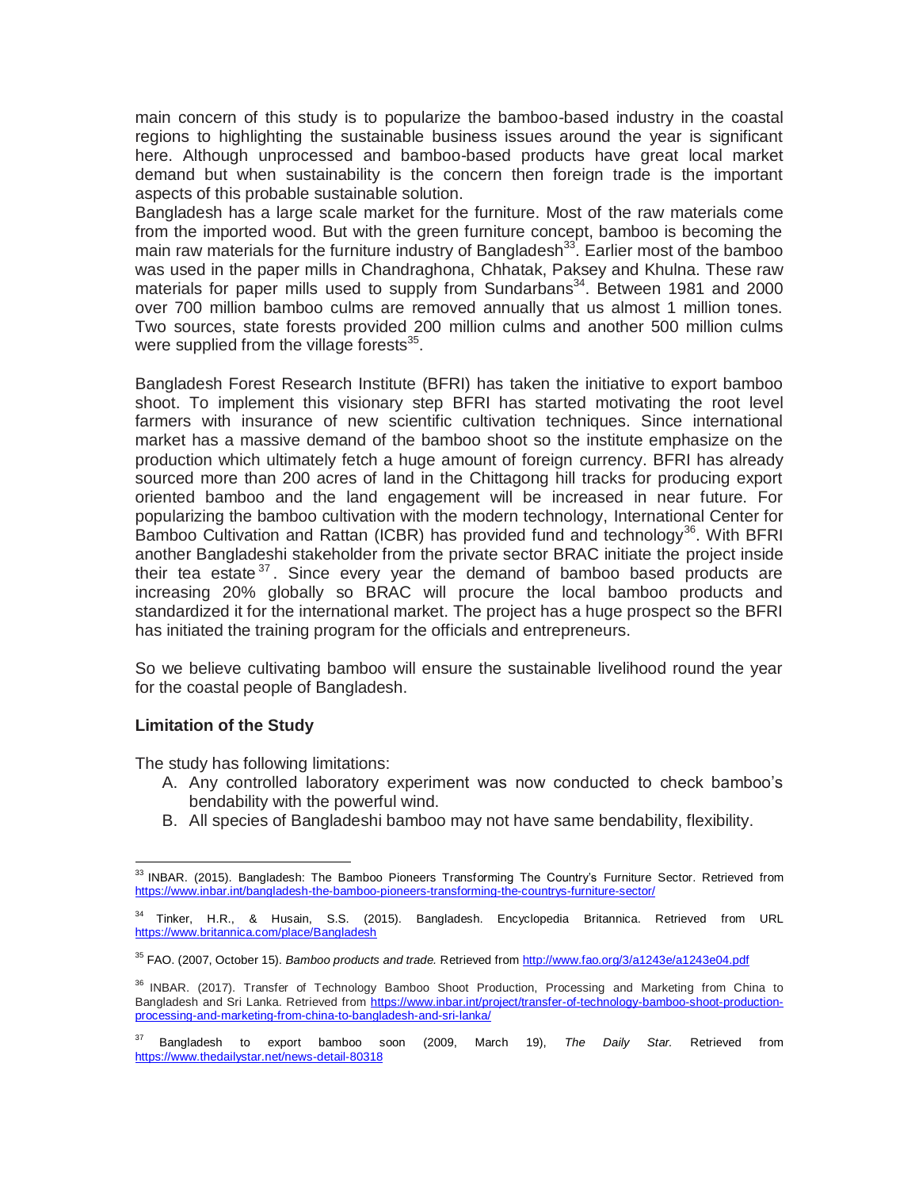main concern of this study is to popularize the bamboo-based industry in the coastal regions to highlighting the sustainable business issues around the year is significant here. Although unprocessed and bamboo-based products have great local market demand but when sustainability is the concern then foreign trade is the important aspects of this probable sustainable solution.

Bangladesh has a large scale market for the furniture. Most of the raw materials come from the imported wood. But with the green furniture concept, bamboo is becoming the main raw materials for the furniture industry of Bangladesh[33]. Earlier most of the bamboo was used in the paper mills in Chandraghona, Chhatak, Paksey and Khulna. These raw materials for paper mills used to supply from Sundarbans[34]. Between 1981 and 2000 over 700 million bamboo culms are removed annually that us almost 1 million tones. Two sources, state forests provided 200 million culms and another 500 million culms were supplied from the village forests[35].

Bangladesh Forest Research Institute (BFRI) has taken the initiative to export bamboo shoot. To implement this visionary step BFRI has started motivating the root level farmers with insurance of new scientific cultivation techniques. Since international market has a massive demand of the bamboo shoot so the institute emphasize on the production which ultimately fetch a huge amount of foreign currency. BFRI has already sourced more than 200 acres of land in the Chittagong hill tracks for producing export oriented bamboo and the land engagement will be increased in near future. For popularizing the bamboo cultivation with the modern technology, International Center for Bamboo Cultivation and Rattan (ICBR) has provided fund and technology[36]. With BFRI another Bangladeshi stakeholder from the private sector BRAC initiate the project inside their tea estate[37]. Since every year the demand of bamboo based products are increasing 20% globally so BRAC will procure the local bamboo products and standardized it for the international market. The project has a huge prospect so the BFRI has initiated the training program for the officials and entrepreneurs.

So we believe cultivating bamboo will ensure the sustainable livelihood round the year for the coastal people of Bangladesh.

### Limitation of the Study

The study has following limitations:

A. Any controlled laboratory experiment was now conducted to check bamboo's bendability with the powerful wind.
B. All species of Bangladeshi bamboo may not have same bendability, flexibility.

---

[33] INBAR. (2015). Bangladesh: The Bamboo Pioneers Transforming The Country's Furniture Sector. Retrieved from https://www.inbar.int/bangladesh-the-bamboo-pioneers-transforming-the-countrys-furniture-sector/

[34] Tinker, H.R., & Husain, S.S. (2015). Bangladesh. Encyclopedia Britannica. Retrieved from URL https://www.britannica.com/place/Bangladesh

[35] FAO. (2007, October 15). *Bamboo products and trade.* Retrieved from http://www.fao.org/3/a1243e/a1243e04.pdf

[36] INBAR. (2017). Transfer of Technology Bamboo Shoot Production, Processing and Marketing from China to Bangladesh and Sri Lanka. Retrieved from https://www.inbar.int/project/transfer-of-technology-bamboo-shoot-production-processing-and-marketing-from-china-to-bangladesh-and-sri-lanka/

[37] Bangladesh to export bamboo soon (2009, March 19), *The Daily Star.* Retrieved from https://www.thedailystar.net/news-detail-80318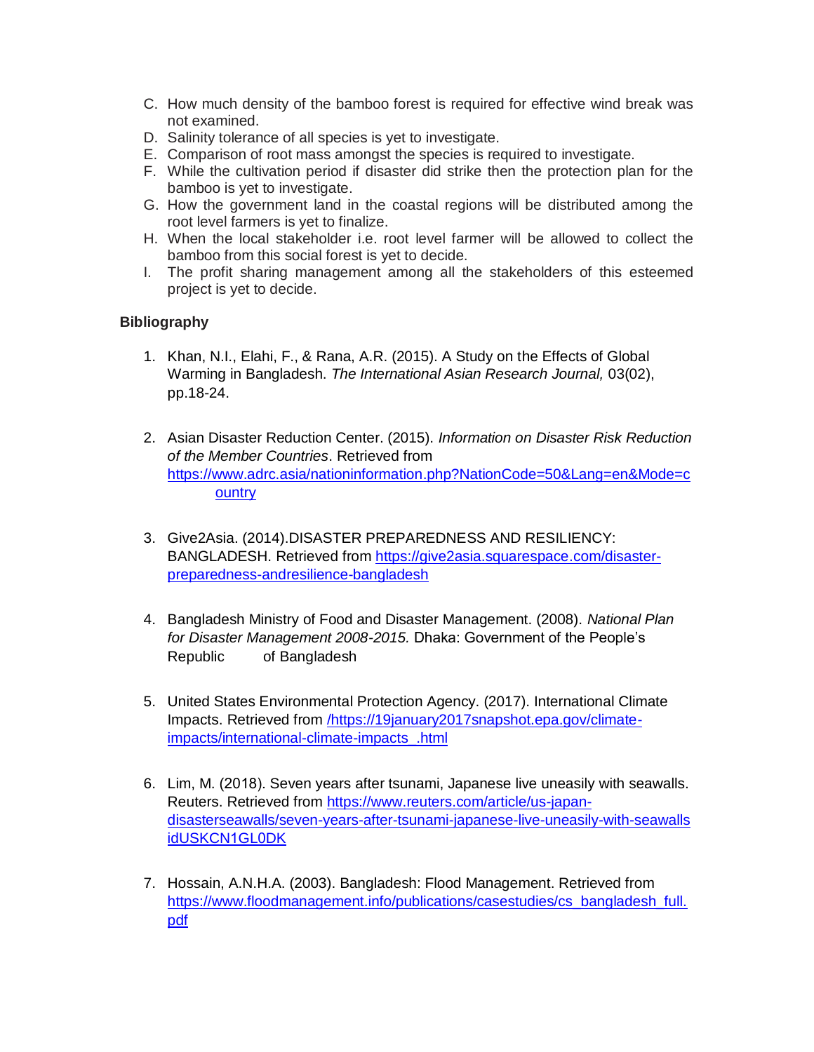C. How much density of the bamboo forest is required for effective wind break was not examined.
D. Salinity tolerance of all species is yet to investigate.
E. Comparison of root mass amongst the species is required to investigate.
F. While the cultivation period if disaster did strike then the protection plan for the bamboo is yet to investigate.
G. How the government land in the coastal regions will be distributed among the root level farmers is yet to finalize.
H. When the local stakeholder i.e. root level farmer will be allowed to collect the bamboo from this social forest is yet to decide.
I. The profit sharing management among all the stakeholders of this esteemed project is yet to decide.

**Bibliography**

1. Khan, N.I., Elahi, F., & Rana, A.R. (2015). A Study on the Effects of Global Warming in Bangladesh. *The International Asian Research Journal,* 03(02), pp.18-24.

2. Asian Disaster Reduction Center. (2015). *Information on Disaster Risk Reduction of the Member Countries*. Retrieved from https://www.adrc.asia/nationinformation.php?NationCode=50&Lang=en&Mode=country

3. Give2Asia. (2014).DISASTER PREPAREDNESS AND RESILIENCY: BANGLADESH. Retrieved from https://give2asia.squarespace.com/disaster-preparedness-andresilience-bangladesh

4. Bangladesh Ministry of Food and Disaster Management. (2008). *National Plan for Disaster Management 2008-2015.* Dhaka: Government of the People's Republic of Bangladesh

5. United States Environmental Protection Agency. (2017). International Climate Impacts. Retrieved from /https://19january2017snapshot.epa.gov/climate-impacts/international-climate-impacts_.html

6. Lim, M. (2018). Seven years after tsunami, Japanese live uneasily with seawalls. Reuters. Retrieved from https://www.reuters.com/article/us-japan-disasterseawalls/seven-years-after-tsunami-japanese-live-uneasily-with-seawalls idUSKCN1GL0DK

7. Hossain, A.N.H.A. (2003). Bangladesh: Flood Management. Retrieved from https://www.floodmanagement.info/publications/casestudies/cs_bangladesh_full.pdf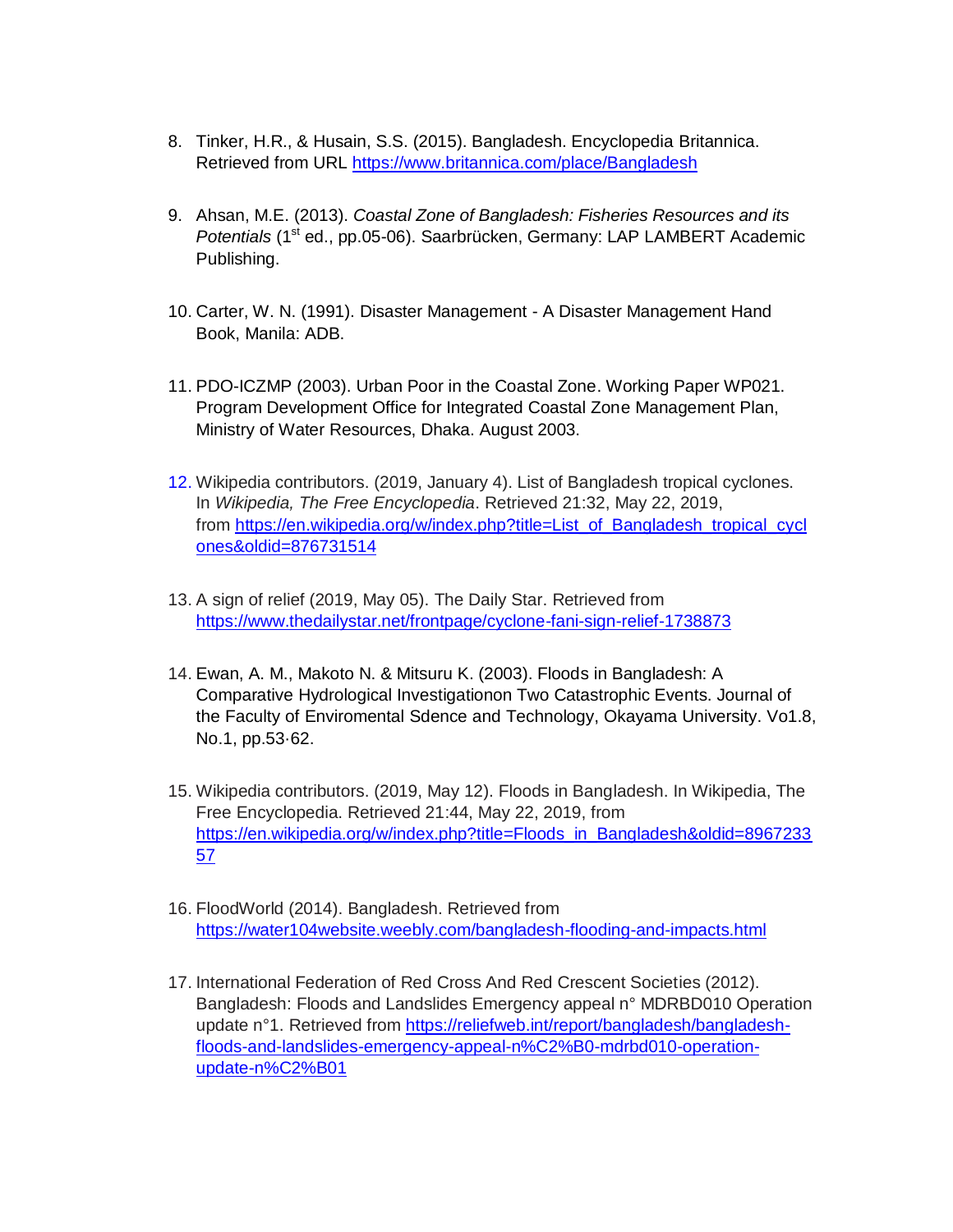8. Tinker, H.R., & Husain, S.S. (2015). Bangladesh. Encyclopedia Britannica. Retrieved from URL https://www.britannica.com/place/Bangladesh

9. Ahsan, M.E. (2013). *Coastal Zone of Bangladesh: Fisheries Resources and its Potentials* (1st ed., pp.05-06). Saarbrücken, Germany: LAP LAMBERT Academic Publishing.

10. Carter, W. N. (1991). Disaster Management - A Disaster Management Hand Book, Manila: ADB.

11. PDO-ICZMP (2003). Urban Poor in the Coastal Zone. Working Paper WP021. Program Development Office for Integrated Coastal Zone Management Plan, Ministry of Water Resources, Dhaka. August 2003.

12. Wikipedia contributors. (2019, January 4). List of Bangladesh tropical cyclones. In *Wikipedia, The Free Encyclopedia*. Retrieved 21:32, May 22, 2019, from https://en.wikipedia.org/w/index.php?title=List_of_Bangladesh_tropical_cyclones&oldid=876731514

13. A sign of relief (2019, May 05). The Daily Star. Retrieved from https://www.thedailystar.net/frontpage/cyclone-fani-sign-relief-1738873

14. Ewan, A. M., Makoto N. & Mitsuru K. (2003). Floods in Bangladesh: A Comparative Hydrological Investigationon Two Catastrophic Events. Journal of the Faculty of Enviromental Sdence and Technology, Okayama University. Vo1.8, No.1, pp.53·62.

15. Wikipedia contributors. (2019, May 12). Floods in Bangladesh. In Wikipedia, The Free Encyclopedia. Retrieved 21:44, May 22, 2019, from https://en.wikipedia.org/w/index.php?title=Floods_in_Bangladesh&oldid=896723357

16. FloodWorld (2014). Bangladesh. Retrieved from https://water104website.weebly.com/bangladesh-flooding-and-impacts.html

17. International Federation of Red Cross And Red Crescent Societies (2012). Bangladesh: Floods and Landslides Emergency appeal n° MDRBD010 Operation update n°1. Retrieved from https://reliefweb.int/report/bangladesh/bangladesh-floods-and-landslides-emergency-appeal-n%C2%B0-mdrbd010-operation-update-n%C2%B01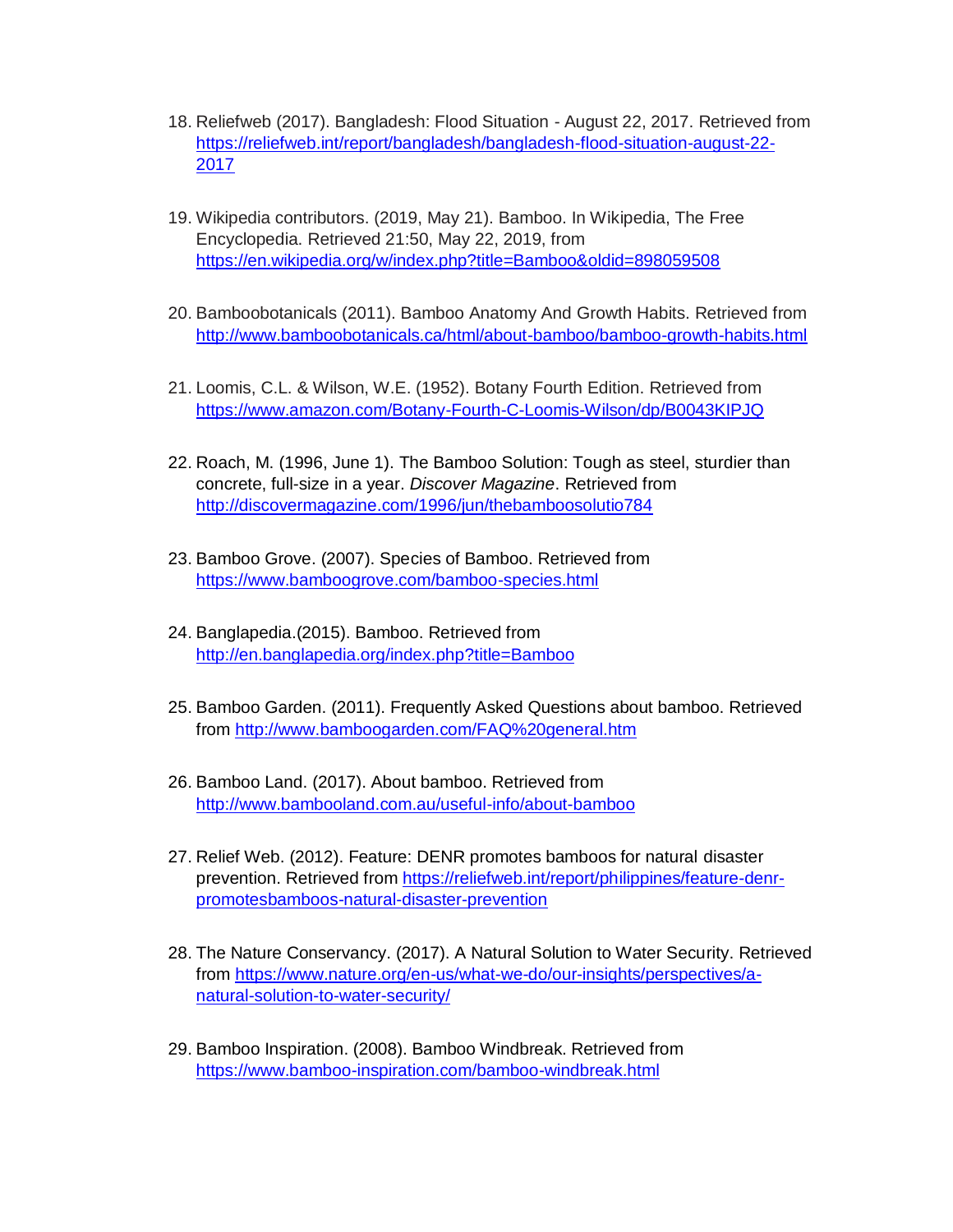18. Reliefweb (2017). Bangladesh: Flood Situation - August 22, 2017. Retrieved from https://reliefweb.int/report/bangladesh/bangladesh-flood-situation-august-22-2017

19. Wikipedia contributors. (2019, May 21). Bamboo. In Wikipedia, The Free Encyclopedia. Retrieved 21:50, May 22, 2019, from https://en.wikipedia.org/w/index.php?title=Bamboo&oldid=898059508

20. Bamboobotanicals (2011). Bamboo Anatomy And Growth Habits. Retrieved from http://www.bamboobotanicals.ca/html/about-bamboo/bamboo-growth-habits.html

21. Loomis, C.L. & Wilson, W.E. (1952). Botany Fourth Edition. Retrieved from https://www.amazon.com/Botany-Fourth-C-Loomis-Wilson/dp/B0043KIPJQ

22. Roach, M. (1996, June 1). The Bamboo Solution: Tough as steel, sturdier than concrete, full-size in a year. *Discover Magazine*. Retrieved from http://discovermagazine.com/1996/jun/thebamboosolutio784

23. Bamboo Grove. (2007). Species of Bamboo. Retrieved from https://www.bamboogrove.com/bamboo-species.html

24. Banglapedia.(2015). Bamboo. Retrieved from http://en.banglapedia.org/index.php?title=Bamboo

25. Bamboo Garden. (2011). Frequently Asked Questions about bamboo. Retrieved from http://www.bamboogarden.com/FAQ%20general.htm

26. Bamboo Land. (2017). About bamboo. Retrieved from http://www.bambooland.com.au/useful-info/about-bamboo

27. Relief Web. (2012). Feature: DENR promotes bamboos for natural disaster prevention. Retrieved from https://reliefweb.int/report/philippines/feature-denr-promotesbamboos-natural-disaster-prevention

28. The Nature Conservancy. (2017). A Natural Solution to Water Security. Retrieved from https://www.nature.org/en-us/what-we-do/our-insights/perspectives/a-natural-solution-to-water-security/

29. Bamboo Inspiration. (2008). Bamboo Windbreak. Retrieved from https://www.bamboo-inspiration.com/bamboo-windbreak.html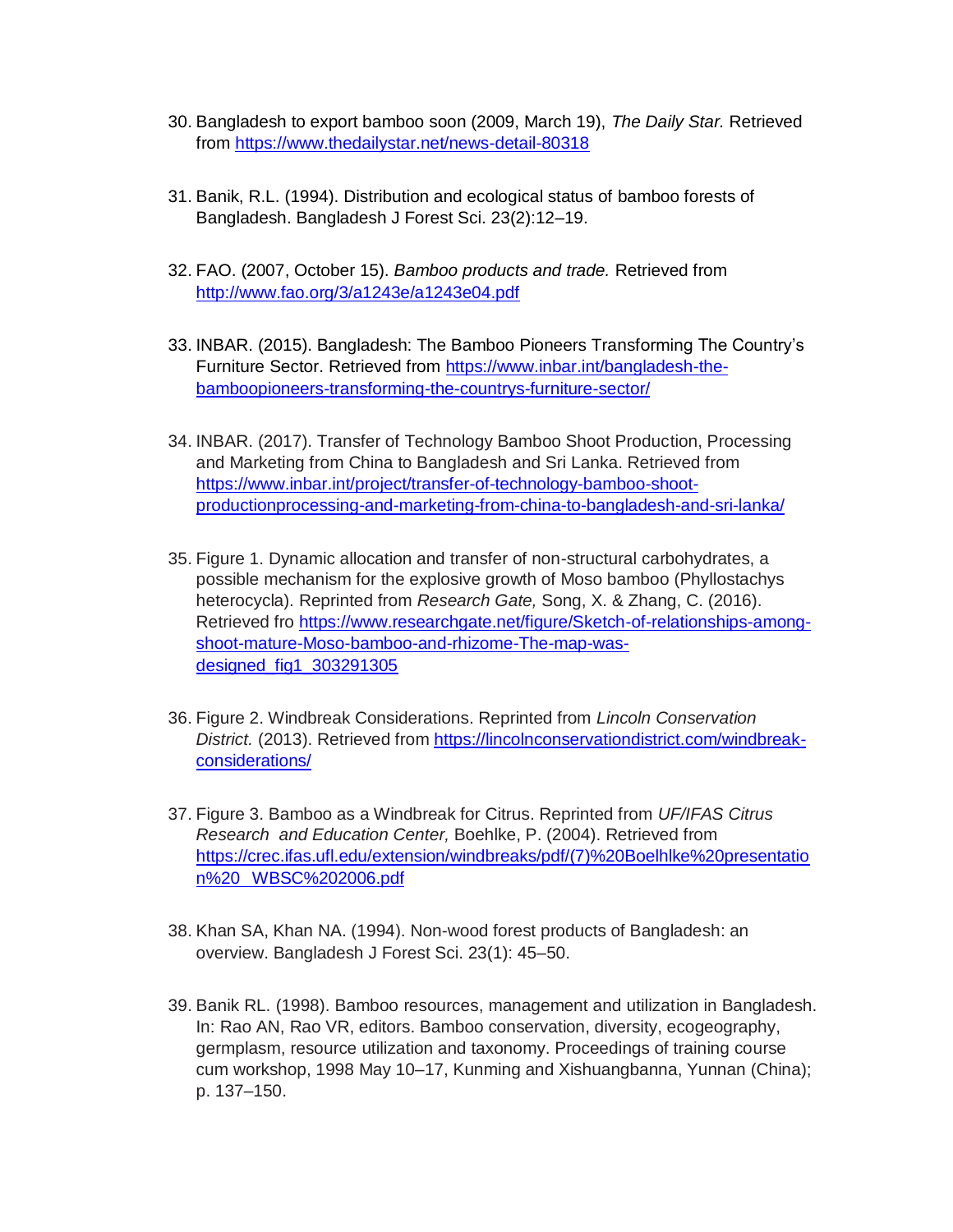30. Bangladesh to export bamboo soon (2009, March 19), *The Daily Star.* Retrieved from [https://www.thedailystar.net/news-detail-80318](https://www.thedailystar.net/news-detail-80318)

31. Banik, R.L. (1994). Distribution and ecological status of bamboo forests of Bangladesh. Bangladesh J Forest Sci. 23(2):12–19.

32. FAO. (2007, October 15). *Bamboo products and trade.* Retrieved from [http://www.fao.org/3/a1243e/a1243e04.pdf](http://www.fao.org/3/a1243e/a1243e04.pdf)

33. INBAR. (2015). Bangladesh: The Bamboo Pioneers Transforming The Country's Furniture Sector. Retrieved from [https://www.inbar.int/bangladesh-the-bamboopioneers-transforming-the-countrys-furniture-sector/](https://www.inbar.int/bangladesh-the-bamboopioneers-transforming-the-countrys-furniture-sector/)

34. INBAR. (2017). Transfer of Technology Bamboo Shoot Production, Processing and Marketing from China to Bangladesh and Sri Lanka. Retrieved from [https://www.inbar.int/project/transfer-of-technology-bamboo-shoot-productionprocessing-and-marketing-from-china-to-bangladesh-and-sri-lanka/](https://www.inbar.int/project/transfer-of-technology-bamboo-shoot-productionprocessing-and-marketing-from-china-to-bangladesh-and-sri-lanka/)

35. Figure 1. Dynamic allocation and transfer of non-structural carbohydrates, a possible mechanism for the explosive growth of Moso bamboo (Phyllostachys heterocycla). Reprinted from *Research Gate,* Song, X. & Zhang, C. (2016). Retrieved fro [https://www.researchgate.net/figure/Sketch-of-relationships-among-shoot-mature-Moso-bamboo-and-rhizome-The-map-was-designed_fig1_303291305](https://www.researchgate.net/figure/Sketch-of-relationships-among-shoot-mature-Moso-bamboo-and-rhizome-The-map-was-designed_fig1_303291305)

36. Figure 2. Windbreak Considerations. Reprinted from *Lincoln Conservation District.* (2013). Retrieved from [https://lincolnconservationdistrict.com/windbreak-considerations/](https://lincolnconservationdistrict.com/windbreak-considerations/)

37. Figure 3. Bamboo as a Windbreak for Citrus. Reprinted from *UF/IFAS Citrus Research and Education Center,* Boehlke, P. (2004). Retrieved from [https://crec.ifas.ufl.edu/extension/windbreaks/pdf/(7)%20Boelhlke%20presentation%20_WBSC%202006.pdf](https://crec.ifas.ufl.edu/extension/windbreaks/pdf/(7)%20Boelhlke%20presentation%20_WBSC%202006.pdf)

38. Khan SA, Khan NA. (1994). Non-wood forest products of Bangladesh: an overview. Bangladesh J Forest Sci. 23(1): 45–50.

39. Banik RL. (1998). Bamboo resources, management and utilization in Bangladesh. In: Rao AN, Rao VR, editors. Bamboo conservation, diversity, ecogeography, germplasm, resource utilization and taxonomy. Proceedings of training course cum workshop, 1998 May 10–17, Kunming and Xishuangbanna, Yunnan (China); p. 137–150.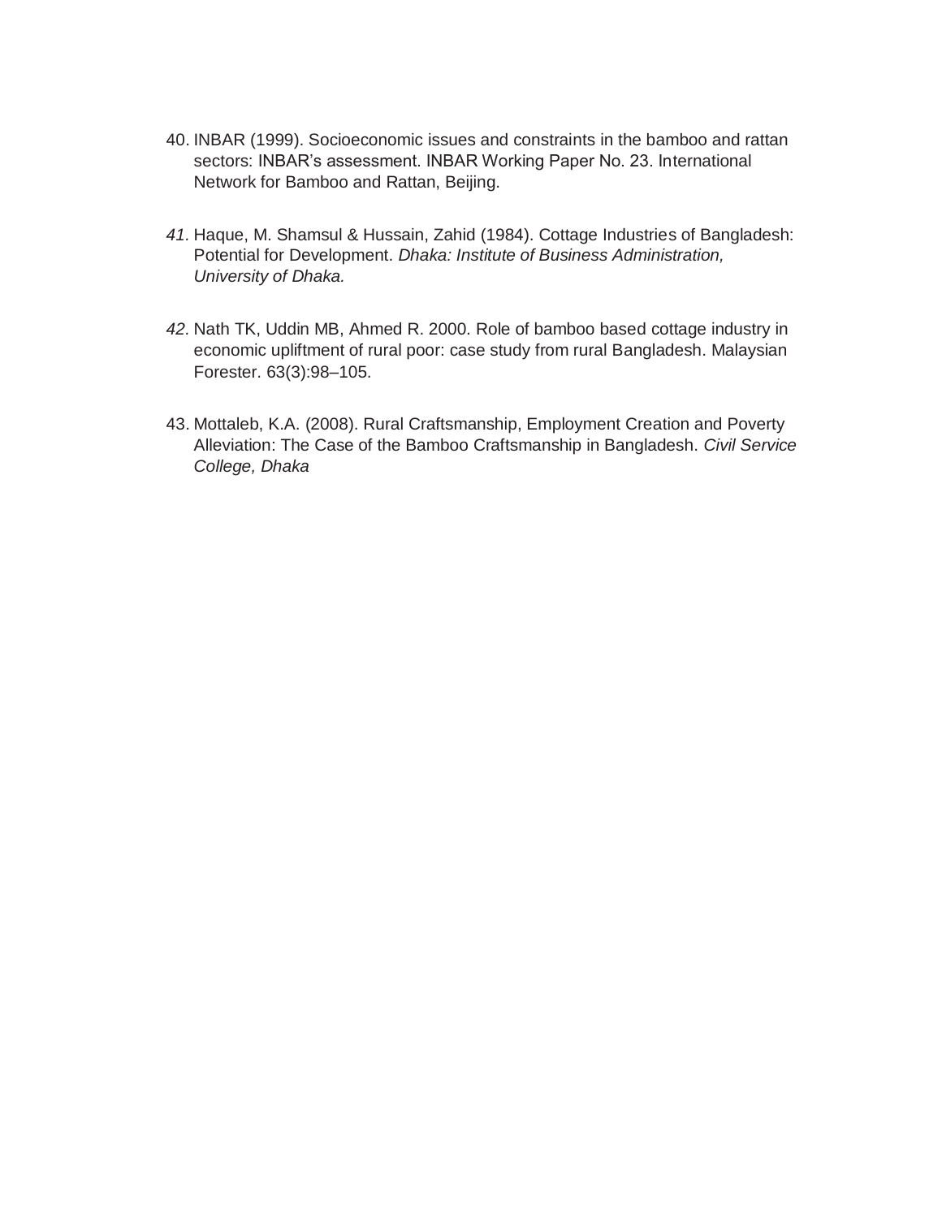40. INBAR (1999). Socioeconomic issues and constraints in the bamboo and rattan sectors: INBAR's assessment. INBAR Working Paper No. 23. International Network for Bamboo and Rattan, Beijing.

41. Haque, M. Shamsul & Hussain, Zahid (1984). Cottage Industries of Bangladesh: Potential for Development. *Dhaka: Institute of Business Administration, University of Dhaka.*

42. Nath TK, Uddin MB, Ahmed R. 2000. Role of bamboo based cottage industry in economic upliftment of rural poor: case study from rural Bangladesh. Malaysian Forester. 63(3):98–105.

43. Mottaleb, K.A. (2008). Rural Craftsmanship, Employment Creation and Poverty Alleviation: The Case of the Bamboo Craftsmanship in Bangladesh. *Civil Service College, Dhaka*